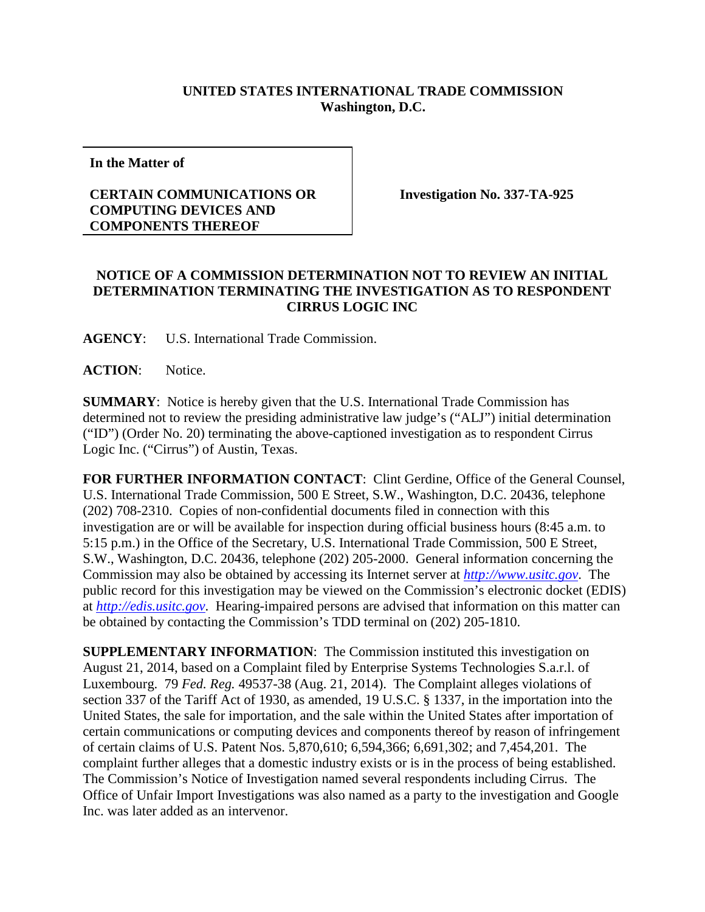**UNITED STATES INTERNATIONAL TRADE COMMISSION**
**Washington, D.C.**

**In the Matter of**

**CERTAIN COMMUNICATIONS OR COMPUTING DEVICES AND COMPONENTS THEREOF**

**Investigation No. 337-TA-925**

**NOTICE OF A COMMISSION DETERMINATION NOT TO REVIEW AN INITIAL DETERMINATION TERMINATING THE INVESTIGATION AS TO RESPONDENT CIRRUS LOGIC INC**

**AGENCY**: U.S. International Trade Commission.

**ACTION**: Notice.

**SUMMARY**: Notice is hereby given that the U.S. International Trade Commission has determined not to review the presiding administrative law judge's ("ALJ") initial determination ("ID") (Order No. 20) terminating the above-captioned investigation as to respondent Cirrus Logic Inc. ("Cirrus") of Austin, Texas.

**FOR FURTHER INFORMATION CONTACT**: Clint Gerdine, Office of the General Counsel, U.S. International Trade Commission, 500 E Street, S.W., Washington, D.C. 20436, telephone (202) 708-2310. Copies of non-confidential documents filed in connection with this investigation are or will be available for inspection during official business hours (8:45 a.m. to 5:15 p.m.) in the Office of the Secretary, U.S. International Trade Commission, 500 E Street, S.W., Washington, D.C. 20436, telephone (202) 205-2000. General information concerning the Commission may also be obtained by accessing its Internet server at *http://www.usitc.gov*. The public record for this investigation may be viewed on the Commission's electronic docket (EDIS) at *http://edis.usitc.gov*. Hearing-impaired persons are advised that information on this matter can be obtained by contacting the Commission's TDD terminal on (202) 205-1810.

**SUPPLEMENTARY INFORMATION**: The Commission instituted this investigation on August 21, 2014, based on a Complaint filed by Enterprise Systems Technologies S.a.r.l. of Luxembourg. 79 *Fed. Reg.* 49537-38 (Aug. 21, 2014). The Complaint alleges violations of section 337 of the Tariff Act of 1930, as amended, 19 U.S.C. § 1337, in the importation into the United States, the sale for importation, and the sale within the United States after importation of certain communications or computing devices and components thereof by reason of infringement of certain claims of U.S. Patent Nos. 5,870,610; 6,594,366; 6,691,302; and 7,454,201. The complaint further alleges that a domestic industry exists or is in the process of being established. The Commission's Notice of Investigation named several respondents including Cirrus. The Office of Unfair Import Investigations was also named as a party to the investigation and Google Inc. was later added as an intervenor.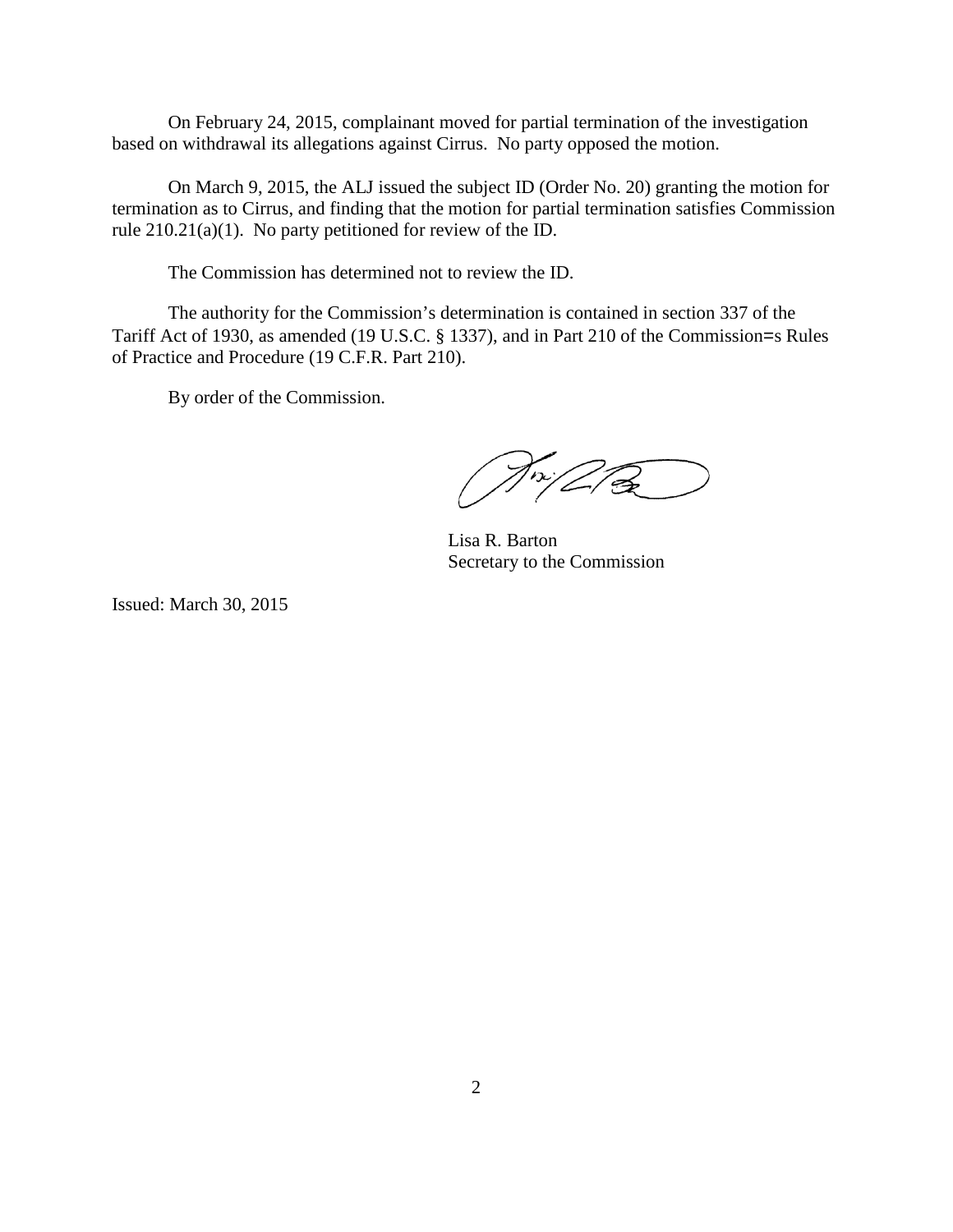On February 24, 2015, complainant moved for partial termination of the investigation based on withdrawal its allegations against Cirrus. No party opposed the motion.

On March 9, 2015, the ALJ issued the subject ID (Order No. 20) granting the motion for termination as to Cirrus, and finding that the motion for partial termination satisfies Commission rule 210.21(a)(1). No party petitioned for review of the ID.

The Commission has determined not to review the ID.

The authority for the Commission's determination is contained in section 337 of the Tariff Act of 1930, as amended (19 U.S.C. § 1337), and in Part 210 of the Commission=s Rules of Practice and Procedure (19 C.F.R. Part 210).

By order of the Commission.

Lisa R. Barton
Secretary to the Commission

Issued: March 30, 2015